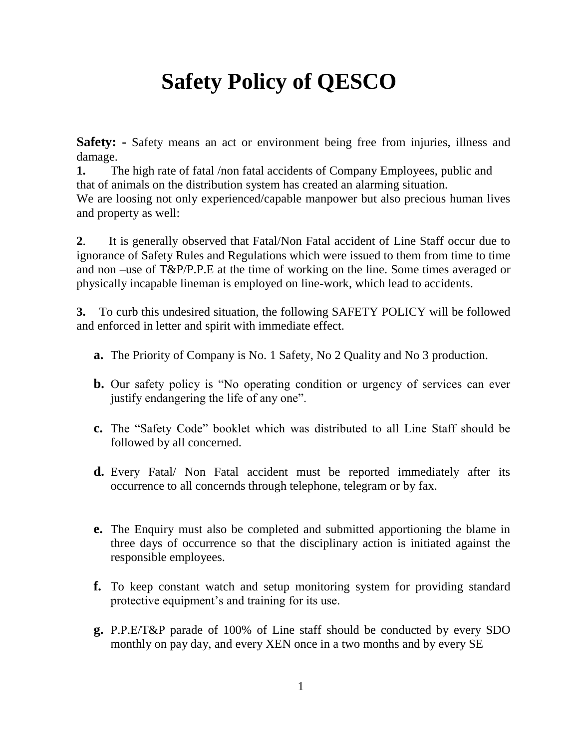# Safety Policy of QESCO

**Safety: -** Safety means an act or environment being free from injuries, illness and damage.

**1.** The high rate of fatal /non fatal accidents of Company Employees, public and that of animals on the distribution system has created an alarming situation.
We are loosing not only experienced/capable manpower but also precious human lives and property as well:

**2**. It is generally observed that Fatal/Non Fatal accident of Line Staff occur due to ignorance of Safety Rules and Regulations which were issued to them from time to time and non –use of T&P/P.P.E at the time of working on the line. Some times averaged or physically incapable lineman is employed on line-work, which lead to accidents.

**3.** To curb this undesired situation, the following SAFETY POLICY will be followed and enforced in letter and spirit with immediate effect.

**a.** The Priority of Company is No. 1 Safety, No 2 Quality and No 3 production.

**b.** Our safety policy is "No operating condition or urgency of services can ever justify endangering the life of any one".

**c.** The "Safety Code" booklet which was distributed to all Line Staff should be followed by all concerned.

**d.** Every Fatal/ Non Fatal accident must be reported immediately after its occurrence to all concernds through telephone, telegram or by fax.

**e.** The Enquiry must also be completed and submitted apportioning the blame in three days of occurrence so that the disciplinary action is initiated against the responsible employees.

**f.** To keep constant watch and setup monitoring system for providing standard protective equipment's and training for its use.

**g.** P.P.E/T&P parade of 100% of Line staff should be conducted by every SDO monthly on pay day, and every XEN once in a two months and by every SE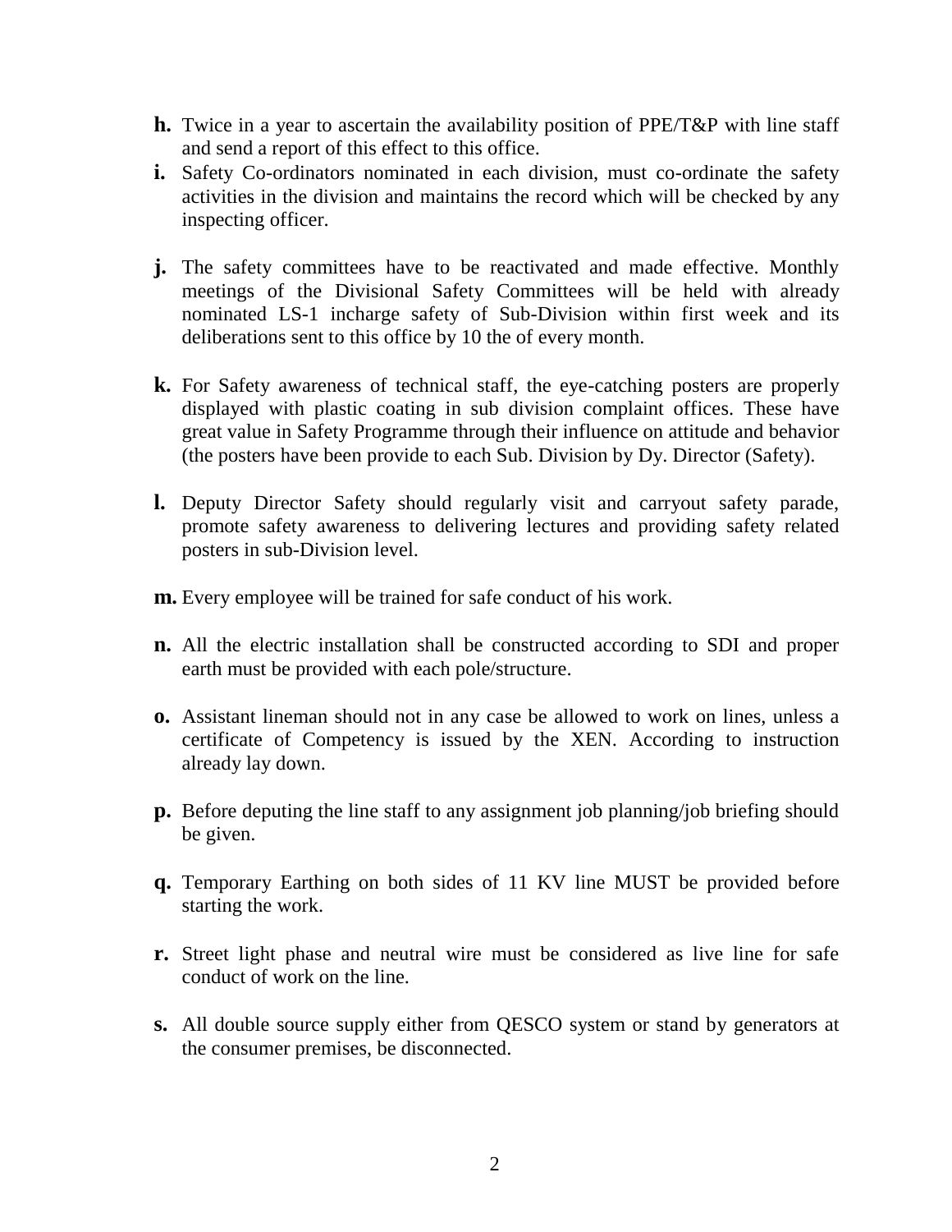**h.** Twice in a year to ascertain the availability position of PPE/T&P with line staff and send a report of this effect to this office.

**i.** Safety Co-ordinators nominated in each division, must co-ordinate the safety activities in the division and maintains the record which will be checked by any inspecting officer.

**j.** The safety committees have to be reactivated and made effective. Monthly meetings of the Divisional Safety Committees will be held with already nominated LS-1 incharge safety of Sub-Division within first week and its deliberations sent to this office by 10 the of every month.

**k.** For Safety awareness of technical staff, the eye-catching posters are properly displayed with plastic coating in sub division complaint offices. These have great value in Safety Programme through their influence on attitude and behavior (the posters have been provide to each Sub. Division by Dy. Director (Safety).

**l.** Deputy Director Safety should regularly visit and carryout safety parade, promote safety awareness to delivering lectures and providing safety related posters in sub-Division level.

**m.** Every employee will be trained for safe conduct of his work.

**n.** All the electric installation shall be constructed according to SDI and proper earth must be provided with each pole/structure.

**o.** Assistant lineman should not in any case be allowed to work on lines, unless a certificate of Competency is issued by the XEN. According to instruction already lay down.

**p.** Before deputing the line staff to any assignment job planning/job briefing should be given.

**q.** Temporary Earthing on both sides of 11 KV line MUST be provided before starting the work.

**r.** Street light phase and neutral wire must be considered as live line for safe conduct of work on the line.

**s.** All double source supply either from QESCO system or stand by generators at the consumer premises, be disconnected.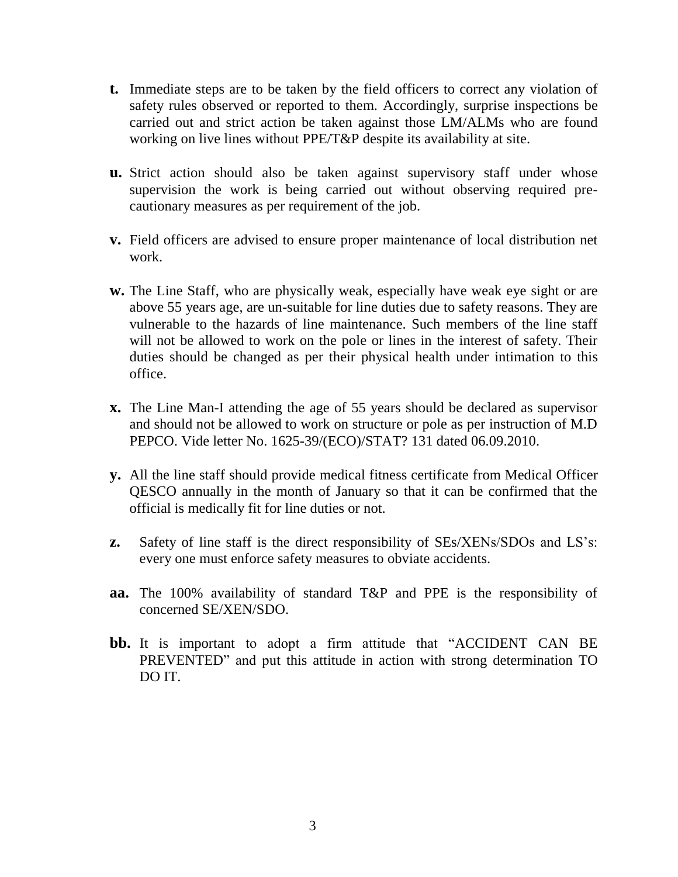**t.** Immediate steps are to be taken by the field officers to correct any violation of safety rules observed or reported to them. Accordingly, surprise inspections be carried out and strict action be taken against those LM/ALMs who are found working on live lines without PPE/T&P despite its availability at site.

**u.** Strict action should also be taken against supervisory staff under whose supervision the work is being carried out without observing required pre-cautionary measures as per requirement of the job.

**v.** Field officers are advised to ensure proper maintenance of local distribution net work.

**w.** The Line Staff, who are physically weak, especially have weak eye sight or are above 55 years age, are un-suitable for line duties due to safety reasons. They are vulnerable to the hazards of line maintenance. Such members of the line staff will not be allowed to work on the pole or lines in the interest of safety. Their duties should be changed as per their physical health under intimation to this office.

**x.** The Line Man-I attending the age of 55 years should be declared as supervisor and should not be allowed to work on structure or pole as per instruction of M.D PEPCO. Vide letter No. 1625-39/(ECO)/STAT? 131 dated 06.09.2010.

**y.** All the line staff should provide medical fitness certificate from Medical Officer QESCO annually in the month of January so that it can be confirmed that the official is medically fit for line duties or not.

**z.** Safety of line staff is the direct responsibility of SEs/XENs/SDOs and LS's: every one must enforce safety measures to obviate accidents.

**aa.** The 100% availability of standard T&P and PPE is the responsibility of concerned SE/XEN/SDO.

**bb.** It is important to adopt a firm attitude that "ACCIDENT CAN BE PREVENTED" and put this attitude in action with strong determination TO DO IT.